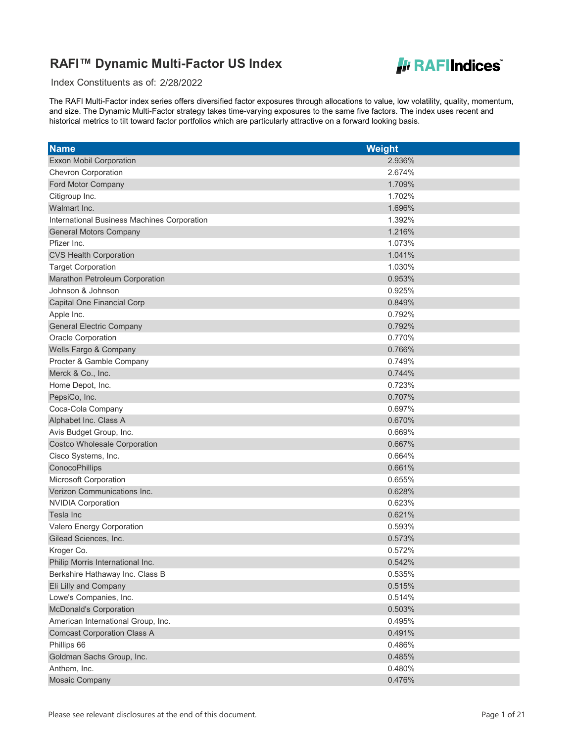# RAFI™ Dynamic Multi-Factor US Index

Index Constituents as of: 2/28/2022

The RAFI Multi-Factor index series offers diversified factor exposures through allocations to value, low volatility, quality, momentum, and size. The Dynamic Multi-Factor strategy takes time-varying exposures to the same five factors. The index uses recent and historical metrics to tilt toward factor portfolios which are particularly attractive on a forward looking basis.

| Name | Weight |
|---|---|
| Exxon Mobil Corporation | 2.936% |
| Chevron Corporation | 2.674% |
| Ford Motor Company | 1.709% |
| Citigroup Inc. | 1.702% |
| Walmart Inc. | 1.696% |
| International Business Machines Corporation | 1.392% |
| General Motors Company | 1.216% |
| Pfizer Inc. | 1.073% |
| CVS Health Corporation | 1.041% |
| Target Corporation | 1.030% |
| Marathon Petroleum Corporation | 0.953% |
| Johnson & Johnson | 0.925% |
| Capital One Financial Corp | 0.849% |
| Apple Inc. | 0.792% |
| General Electric Company | 0.792% |
| Oracle Corporation | 0.770% |
| Wells Fargo & Company | 0.766% |
| Procter & Gamble Company | 0.749% |
| Merck & Co., Inc. | 0.744% |
| Home Depot, Inc. | 0.723% |
| PepsiCo, Inc. | 0.707% |
| Coca-Cola Company | 0.697% |
| Alphabet Inc. Class A | 0.670% |
| Avis Budget Group, Inc. | 0.669% |
| Costco Wholesale Corporation | 0.667% |
| Cisco Systems, Inc. | 0.664% |
| ConocoPhillips | 0.661% |
| Microsoft Corporation | 0.655% |
| Verizon Communications Inc. | 0.628% |
| NVIDIA Corporation | 0.623% |
| Tesla Inc | 0.621% |
| Valero Energy Corporation | 0.593% |
| Gilead Sciences, Inc. | 0.573% |
| Kroger Co. | 0.572% |
| Philip Morris International Inc. | 0.542% |
| Berkshire Hathaway Inc. Class B | 0.535% |
| Eli Lilly and Company | 0.515% |
| Lowe's Companies, Inc. | 0.514% |
| McDonald's Corporation | 0.503% |
| American International Group, Inc. | 0.495% |
| Comcast Corporation Class A | 0.491% |
| Phillips 66 | 0.486% |
| Goldman Sachs Group, Inc. | 0.485% |
| Anthem, Inc. | 0.480% |
| Mosaic Company | 0.476% |

Please see relevant disclosures at the end of this document.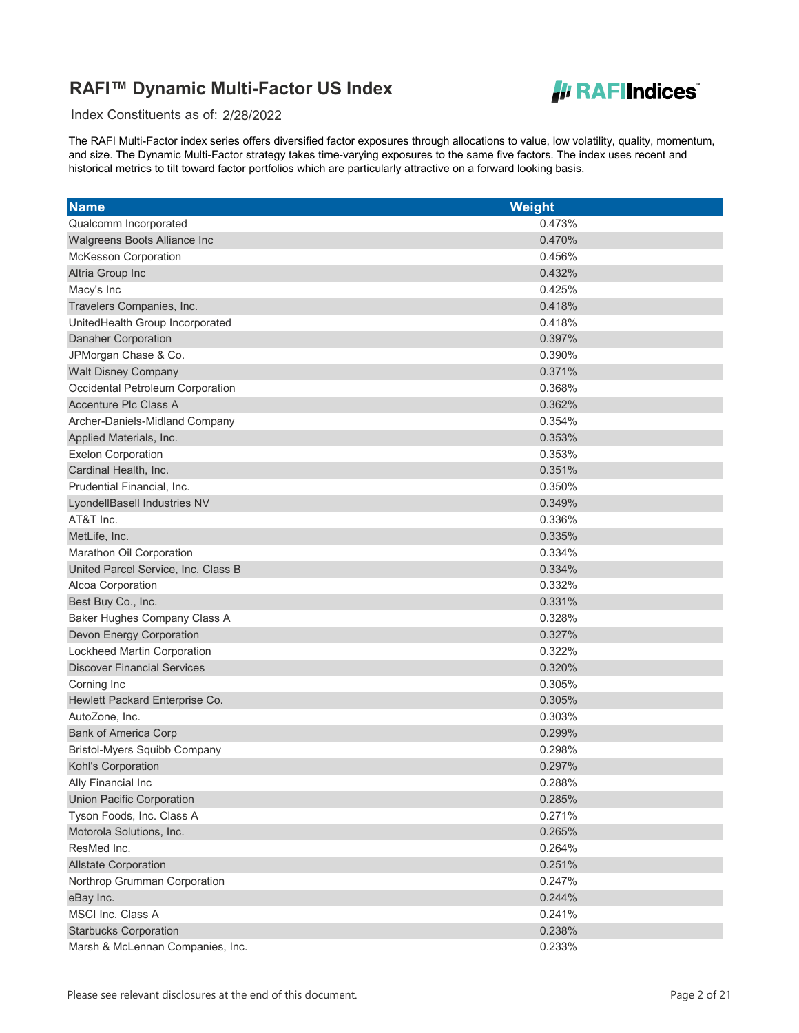# RAFI™ Dynamic Multi-Factor US Index

Index Constituents as of: 2/28/2022

The RAFI Multi-Factor index series offers diversified factor exposures through allocations to value, low volatility, quality, momentum, and size. The Dynamic Multi-Factor strategy takes time-varying exposures to the same five factors. The index uses recent and historical metrics to tilt toward factor portfolios which are particularly attractive on a forward looking basis.

| Name | Weight |
|---|---|
| Qualcomm Incorporated | 0.473% |
| Walgreens Boots Alliance Inc | 0.470% |
| McKesson Corporation | 0.456% |
| Altria Group Inc | 0.432% |
| Macy's Inc | 0.425% |
| Travelers Companies, Inc. | 0.418% |
| UnitedHealth Group Incorporated | 0.418% |
| Danaher Corporation | 0.397% |
| JPMorgan Chase & Co. | 0.390% |
| Walt Disney Company | 0.371% |
| Occidental Petroleum Corporation | 0.368% |
| Accenture Plc Class A | 0.362% |
| Archer-Daniels-Midland Company | 0.354% |
| Applied Materials, Inc. | 0.353% |
| Exelon Corporation | 0.353% |
| Cardinal Health, Inc. | 0.351% |
| Prudential Financial, Inc. | 0.350% |
| LyondellBasell Industries NV | 0.349% |
| AT&T Inc. | 0.336% |
| MetLife, Inc. | 0.335% |
| Marathon Oil Corporation | 0.334% |
| United Parcel Service, Inc. Class B | 0.334% |
| Alcoa Corporation | 0.332% |
| Best Buy Co., Inc. | 0.331% |
| Baker Hughes Company Class A | 0.328% |
| Devon Energy Corporation | 0.327% |
| Lockheed Martin Corporation | 0.322% |
| Discover Financial Services | 0.320% |
| Corning Inc | 0.305% |
| Hewlett Packard Enterprise Co. | 0.305% |
| AutoZone, Inc. | 0.303% |
| Bank of America Corp | 0.299% |
| Bristol-Myers Squibb Company | 0.298% |
| Kohl's Corporation | 0.297% |
| Ally Financial Inc | 0.288% |
| Union Pacific Corporation | 0.285% |
| Tyson Foods, Inc. Class A | 0.271% |
| Motorola Solutions, Inc. | 0.265% |
| ResMed Inc. | 0.264% |
| Allstate Corporation | 0.251% |
| Northrop Grumman Corporation | 0.247% |
| eBay Inc. | 0.244% |
| MSCI Inc. Class A | 0.241% |
| Starbucks Corporation | 0.238% |
| Marsh & McLennan Companies, Inc. | 0.233% |

Please see relevant disclosures at the end of this document.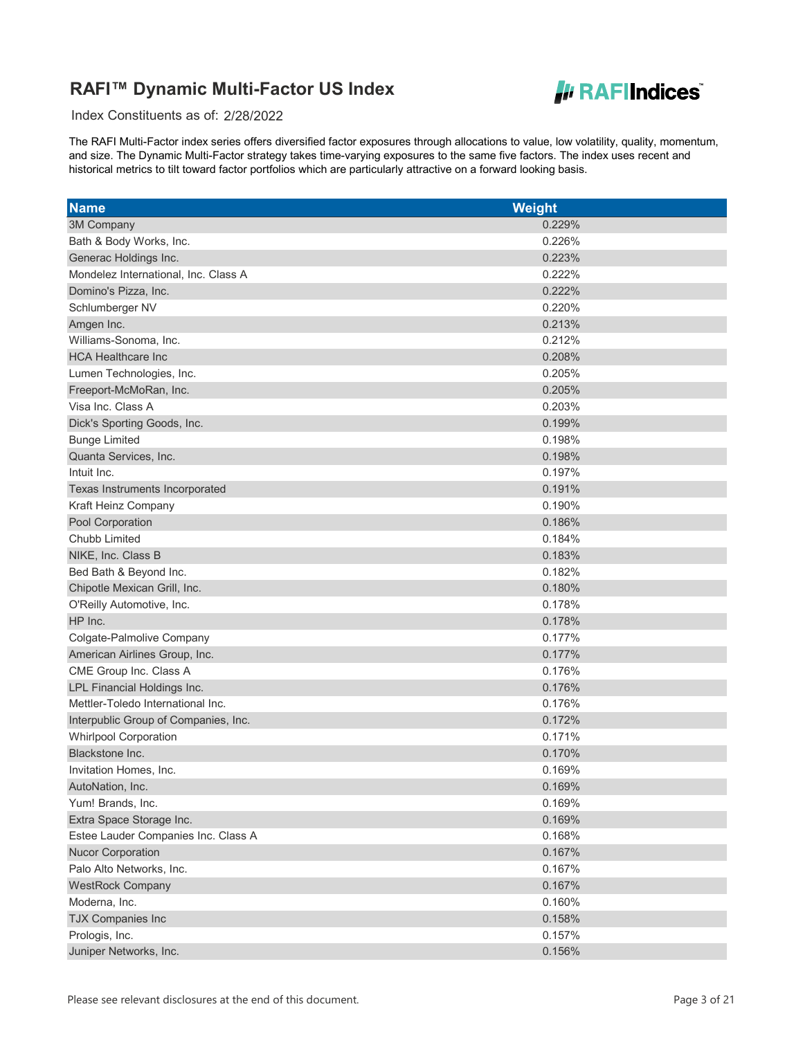# RAFI™ Dynamic Multi-Factor US Index

Index Constituents as of: 2/28/2022

The RAFI Multi-Factor index series offers diversified factor exposures through allocations to value, low volatility, quality, momentum, and size. The Dynamic Multi-Factor strategy takes time-varying exposures to the same five factors. The index uses recent and historical metrics to tilt toward factor portfolios which are particularly attractive on a forward looking basis.

| Name | Weight |
|---|---|
| 3M Company | 0.229% |
| Bath & Body Works, Inc. | 0.226% |
| Generac Holdings Inc. | 0.223% |
| Mondelez International, Inc. Class A | 0.222% |
| Domino's Pizza, Inc. | 0.222% |
| Schlumberger NV | 0.220% |
| Amgen Inc. | 0.213% |
| Williams-Sonoma, Inc. | 0.212% |
| HCA Healthcare Inc | 0.208% |
| Lumen Technologies, Inc. | 0.205% |
| Freeport-McMoRan, Inc. | 0.205% |
| Visa Inc. Class A | 0.203% |
| Dick's Sporting Goods, Inc. | 0.199% |
| Bunge Limited | 0.198% |
| Quanta Services, Inc. | 0.198% |
| Intuit Inc. | 0.197% |
| Texas Instruments Incorporated | 0.191% |
| Kraft Heinz Company | 0.190% |
| Pool Corporation | 0.186% |
| Chubb Limited | 0.184% |
| NIKE, Inc. Class B | 0.183% |
| Bed Bath & Beyond Inc. | 0.182% |
| Chipotle Mexican Grill, Inc. | 0.180% |
| O'Reilly Automotive, Inc. | 0.178% |
| HP Inc. | 0.178% |
| Colgate-Palmolive Company | 0.177% |
| American Airlines Group, Inc. | 0.177% |
| CME Group Inc. Class A | 0.176% |
| LPL Financial Holdings Inc. | 0.176% |
| Mettler-Toledo International Inc. | 0.176% |
| Interpublic Group of Companies, Inc. | 0.172% |
| Whirlpool Corporation | 0.171% |
| Blackstone Inc. | 0.170% |
| Invitation Homes, Inc. | 0.169% |
| AutoNation, Inc. | 0.169% |
| Yum! Brands, Inc. | 0.169% |
| Extra Space Storage Inc. | 0.169% |
| Estee Lauder Companies Inc. Class A | 0.168% |
| Nucor Corporation | 0.167% |
| Palo Alto Networks, Inc. | 0.167% |
| WestRock Company | 0.167% |
| Moderna, Inc. | 0.160% |
| TJX Companies Inc | 0.158% |
| Prologis, Inc. | 0.157% |
| Juniper Networks, Inc. | 0.156% |

Please see relevant disclosures at the end of this document.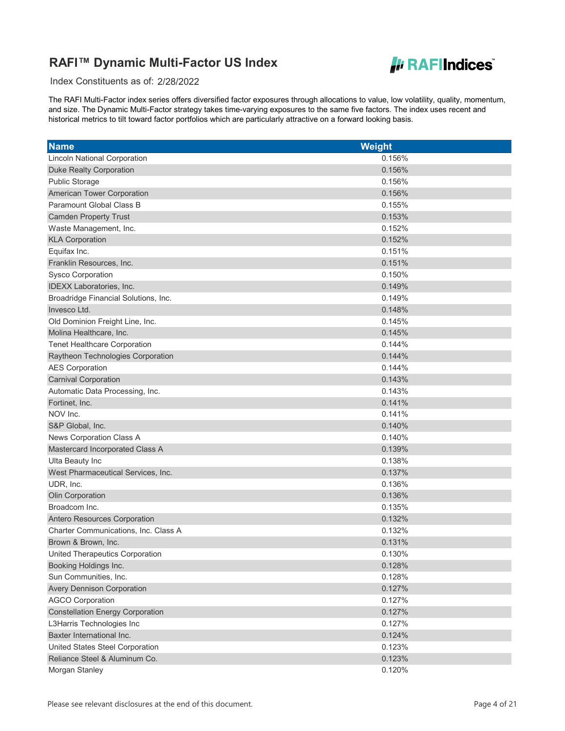# RAFI™ Dynamic Multi-Factor US Index

Index Constituents as of: 2/28/2022

The RAFI Multi-Factor index series offers diversified factor exposures through allocations to value, low volatility, quality, momentum, and size. The Dynamic Multi-Factor strategy takes time-varying exposures to the same five factors. The index uses recent and historical metrics to tilt toward factor portfolios which are particularly attractive on a forward looking basis.

| Name | Weight |
|---|---|
| Lincoln National Corporation | 0.156% |
| Duke Realty Corporation | 0.156% |
| Public Storage | 0.156% |
| American Tower Corporation | 0.156% |
| Paramount Global Class B | 0.155% |
| Camden Property Trust | 0.153% |
| Waste Management, Inc. | 0.152% |
| KLA Corporation | 0.152% |
| Equifax Inc. | 0.151% |
| Franklin Resources, Inc. | 0.151% |
| Sysco Corporation | 0.150% |
| IDEXX Laboratories, Inc. | 0.149% |
| Broadridge Financial Solutions, Inc. | 0.149% |
| Invesco Ltd. | 0.148% |
| Old Dominion Freight Line, Inc. | 0.145% |
| Molina Healthcare, Inc. | 0.145% |
| Tenet Healthcare Corporation | 0.144% |
| Raytheon Technologies Corporation | 0.144% |
| AES Corporation | 0.144% |
| Carnival Corporation | 0.143% |
| Automatic Data Processing, Inc. | 0.143% |
| Fortinet, Inc. | 0.141% |
| NOV Inc. | 0.141% |
| S&P Global, Inc. | 0.140% |
| News Corporation Class A | 0.140% |
| Mastercard Incorporated Class A | 0.139% |
| Ulta Beauty Inc | 0.138% |
| West Pharmaceutical Services, Inc. | 0.137% |
| UDR, Inc. | 0.136% |
| Olin Corporation | 0.136% |
| Broadcom Inc. | 0.135% |
| Antero Resources Corporation | 0.132% |
| Charter Communications, Inc. Class A | 0.132% |
| Brown & Brown, Inc. | 0.131% |
| United Therapeutics Corporation | 0.130% |
| Booking Holdings Inc. | 0.128% |
| Sun Communities, Inc. | 0.128% |
| Avery Dennison Corporation | 0.127% |
| AGCO Corporation | 0.127% |
| Constellation Energy Corporation | 0.127% |
| L3Harris Technologies Inc | 0.127% |
| Baxter International Inc. | 0.124% |
| United States Steel Corporation | 0.123% |
| Reliance Steel & Aluminum Co. | 0.123% |
| Morgan Stanley | 0.120% |

Please see relevant disclosures at the end of this document.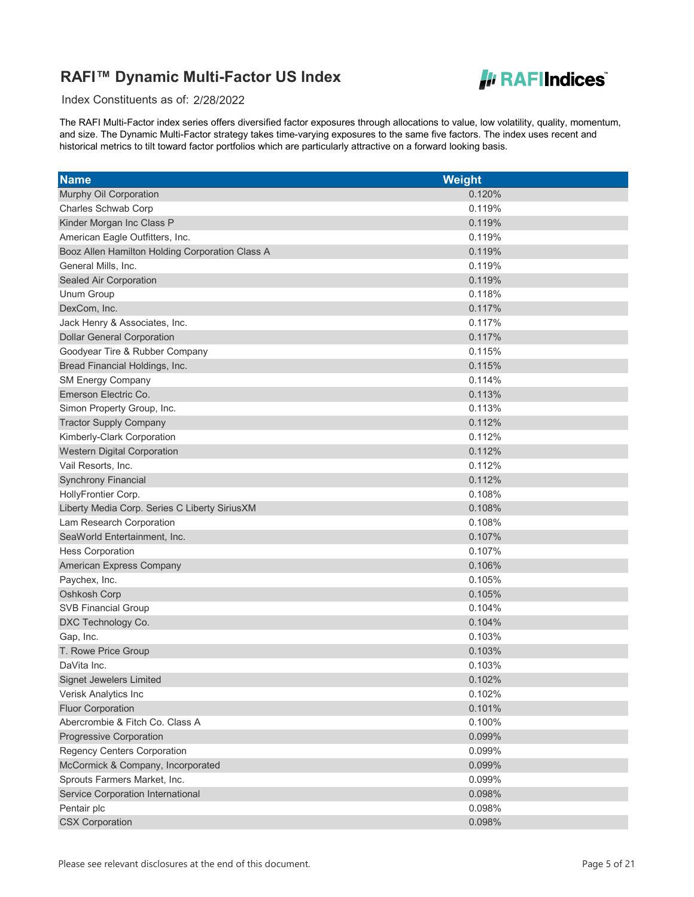# RAFI™ Dynamic Multi-Factor US Index

Index Constituents as of: 2/28/2022

The RAFI Multi-Factor index series offers diversified factor exposures through allocations to value, low volatility, quality, momentum, and size. The Dynamic Multi-Factor strategy takes time-varying exposures to the same five factors. The index uses recent and historical metrics to tilt toward factor portfolios which are particularly attractive on a forward looking basis.

| Name | Weight |
|---|---|
| Murphy Oil Corporation | 0.120% |
| Charles Schwab Corp | 0.119% |
| Kinder Morgan Inc Class P | 0.119% |
| American Eagle Outfitters, Inc. | 0.119% |
| Booz Allen Hamilton Holding Corporation Class A | 0.119% |
| General Mills, Inc. | 0.119% |
| Sealed Air Corporation | 0.119% |
| Unum Group | 0.118% |
| DexCom, Inc. | 0.117% |
| Jack Henry & Associates, Inc. | 0.117% |
| Dollar General Corporation | 0.117% |
| Goodyear Tire & Rubber Company | 0.115% |
| Bread Financial Holdings, Inc. | 0.115% |
| SM Energy Company | 0.114% |
| Emerson Electric Co. | 0.113% |
| Simon Property Group, Inc. | 0.113% |
| Tractor Supply Company | 0.112% |
| Kimberly-Clark Corporation | 0.112% |
| Western Digital Corporation | 0.112% |
| Vail Resorts, Inc. | 0.112% |
| Synchrony Financial | 0.112% |
| HollyFrontier Corp. | 0.108% |
| Liberty Media Corp. Series C Liberty SiriusXM | 0.108% |
| Lam Research Corporation | 0.108% |
| SeaWorld Entertainment, Inc. | 0.107% |
| Hess Corporation | 0.107% |
| American Express Company | 0.106% |
| Paychex, Inc. | 0.105% |
| Oshkosh Corp | 0.105% |
| SVB Financial Group | 0.104% |
| DXC Technology Co. | 0.104% |
| Gap, Inc. | 0.103% |
| T. Rowe Price Group | 0.103% |
| DaVita Inc. | 0.103% |
| Signet Jewelers Limited | 0.102% |
| Verisk Analytics Inc | 0.102% |
| Fluor Corporation | 0.101% |
| Abercrombie & Fitch Co. Class A | 0.100% |
| Progressive Corporation | 0.099% |
| Regency Centers Corporation | 0.099% |
| McCormick & Company, Incorporated | 0.099% |
| Sprouts Farmers Market, Inc. | 0.099% |
| Service Corporation International | 0.098% |
| Pentair plc | 0.098% |
| CSX Corporation | 0.098% |

Please see relevant disclosures at the end of this document.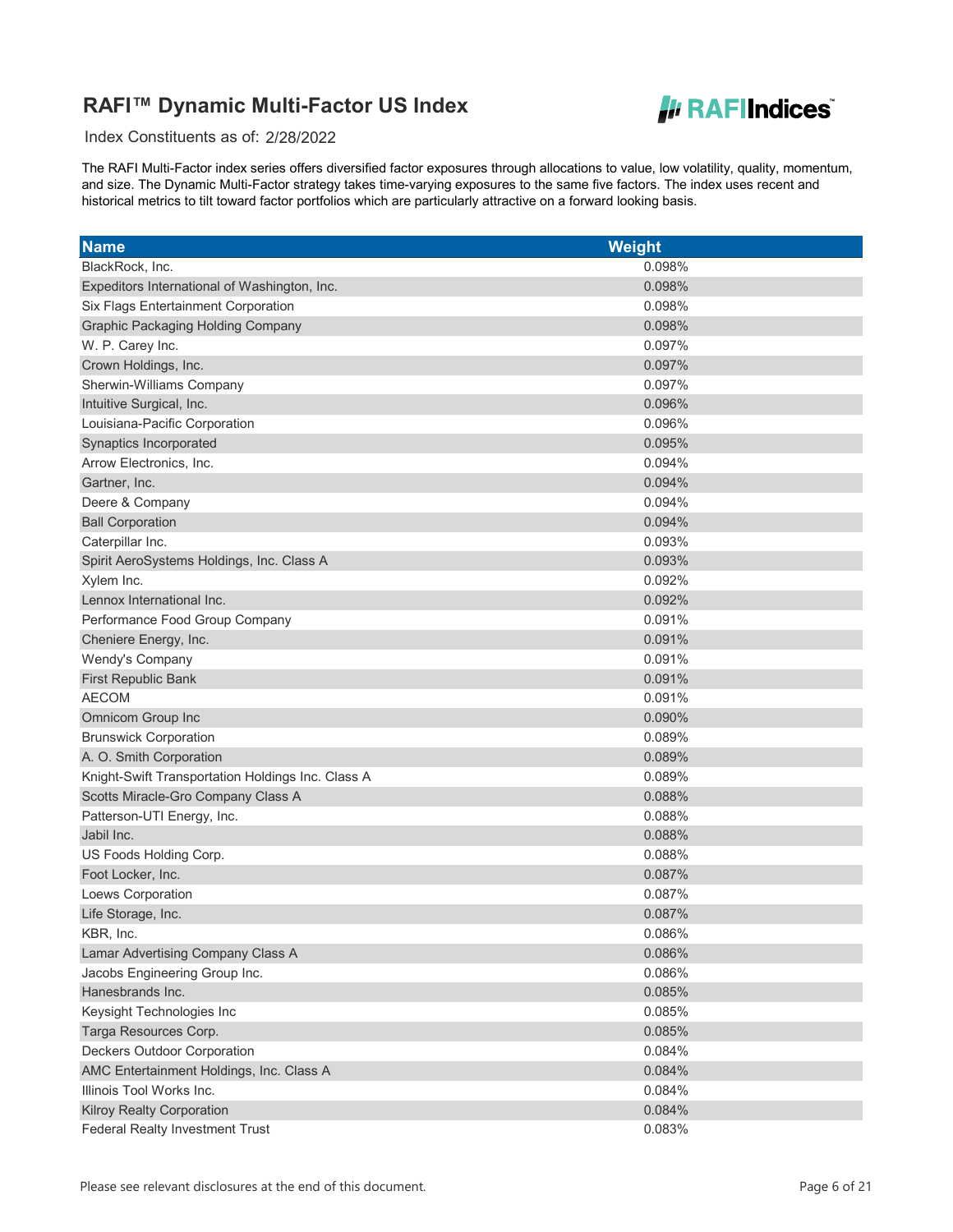# RAFI™ Dynamic Multi-Factor US Index

Index Constituents as of: 2/28/2022

The RAFI Multi-Factor index series offers diversified factor exposures through allocations to value, low volatility, quality, momentum, and size. The Dynamic Multi-Factor strategy takes time-varying exposures to the same five factors. The index uses recent and historical metrics to tilt toward factor portfolios which are particularly attractive on a forward looking basis.

| Name | Weight |
|---|---|
| BlackRock, Inc. | 0.098% |
| Expeditors International of Washington, Inc. | 0.098% |
| Six Flags Entertainment Corporation | 0.098% |
| Graphic Packaging Holding Company | 0.098% |
| W. P. Carey Inc. | 0.097% |
| Crown Holdings, Inc. | 0.097% |
| Sherwin-Williams Company | 0.097% |
| Intuitive Surgical, Inc. | 0.096% |
| Louisiana-Pacific Corporation | 0.096% |
| Synaptics Incorporated | 0.095% |
| Arrow Electronics, Inc. | 0.094% |
| Gartner, Inc. | 0.094% |
| Deere & Company | 0.094% |
| Ball Corporation | 0.094% |
| Caterpillar Inc. | 0.093% |
| Spirit AeroSystems Holdings, Inc. Class A | 0.093% |
| Xylem Inc. | 0.092% |
| Lennox International Inc. | 0.092% |
| Performance Food Group Company | 0.091% |
| Cheniere Energy, Inc. | 0.091% |
| Wendy's Company | 0.091% |
| First Republic Bank | 0.091% |
| AECOM | 0.091% |
| Omnicom Group Inc | 0.090% |
| Brunswick Corporation | 0.089% |
| A. O. Smith Corporation | 0.089% |
| Knight-Swift Transportation Holdings Inc. Class A | 0.089% |
| Scotts Miracle-Gro Company Class A | 0.088% |
| Patterson-UTI Energy, Inc. | 0.088% |
| Jabil Inc. | 0.088% |
| US Foods Holding Corp. | 0.088% |
| Foot Locker, Inc. | 0.087% |
| Loews Corporation | 0.087% |
| Life Storage, Inc. | 0.087% |
| KBR, Inc. | 0.086% |
| Lamar Advertising Company Class A | 0.086% |
| Jacobs Engineering Group Inc. | 0.086% |
| Hanesbrands Inc. | 0.085% |
| Keysight Technologies Inc | 0.085% |
| Targa Resources Corp. | 0.085% |
| Deckers Outdoor Corporation | 0.084% |
| AMC Entertainment Holdings, Inc. Class A | 0.084% |
| Illinois Tool Works Inc. | 0.084% |
| Kilroy Realty Corporation | 0.084% |
| Federal Realty Investment Trust | 0.083% |

Please see relevant disclosures at the end of this document.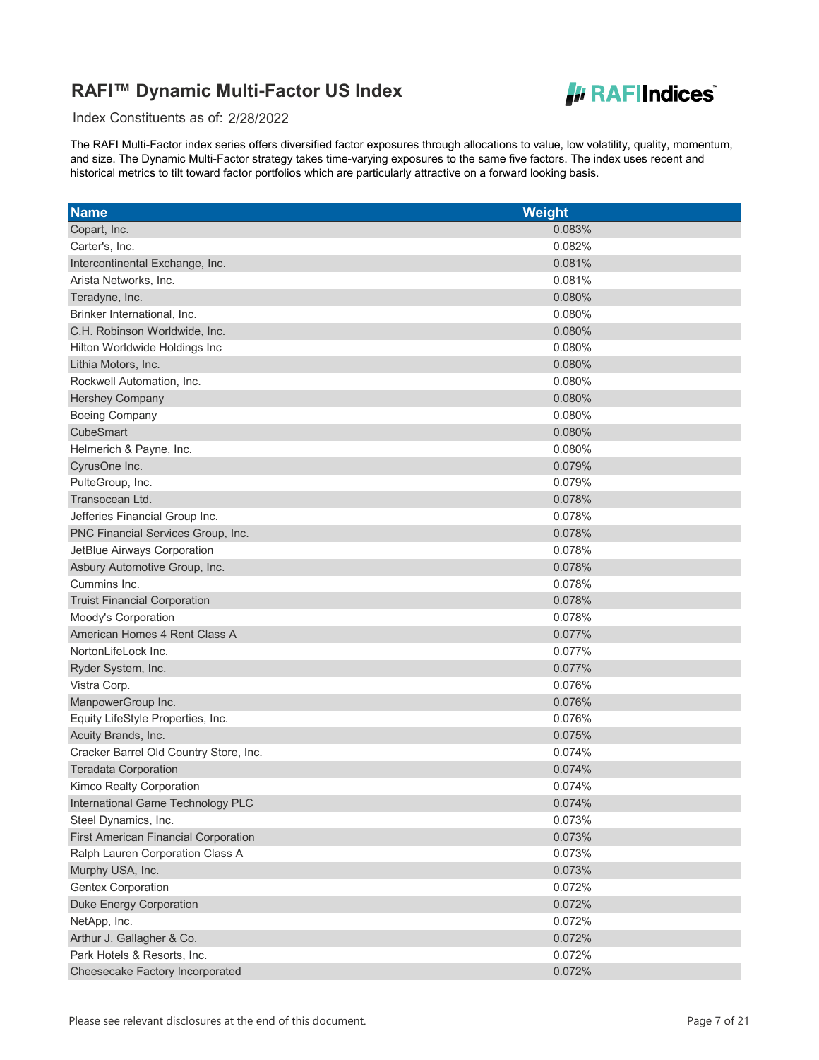# RAFI™ Dynamic Multi-Factor US Index

Index Constituents as of: 2/28/2022

The RAFI Multi-Factor index series offers diversified factor exposures through allocations to value, low volatility, quality, momentum, and size. The Dynamic Multi-Factor strategy takes time-varying exposures to the same five factors. The index uses recent and historical metrics to tilt toward factor portfolios which are particularly attractive on a forward looking basis.

| Name | Weight |
|---|---|
| Copart, Inc. | 0.083% |
| Carter's, Inc. | 0.082% |
| Intercontinental Exchange, Inc. | 0.081% |
| Arista Networks, Inc. | 0.081% |
| Teradyne, Inc. | 0.080% |
| Brinker International, Inc. | 0.080% |
| C.H. Robinson Worldwide, Inc. | 0.080% |
| Hilton Worldwide Holdings Inc | 0.080% |
| Lithia Motors, Inc. | 0.080% |
| Rockwell Automation, Inc. | 0.080% |
| Hershey Company | 0.080% |
| Boeing Company | 0.080% |
| CubeSmart | 0.080% |
| Helmerich & Payne, Inc. | 0.080% |
| CyrusOne Inc. | 0.079% |
| PulteGroup, Inc. | 0.079% |
| Transocean Ltd. | 0.078% |
| Jefferies Financial Group Inc. | 0.078% |
| PNC Financial Services Group, Inc. | 0.078% |
| JetBlue Airways Corporation | 0.078% |
| Asbury Automotive Group, Inc. | 0.078% |
| Cummins Inc. | 0.078% |
| Truist Financial Corporation | 0.078% |
| Moody's Corporation | 0.078% |
| American Homes 4 Rent Class A | 0.077% |
| NortonLifeLock Inc. | 0.077% |
| Ryder System, Inc. | 0.077% |
| Vistra Corp. | 0.076% |
| ManpowerGroup Inc. | 0.076% |
| Equity LifeStyle Properties, Inc. | 0.076% |
| Acuity Brands, Inc. | 0.075% |
| Cracker Barrel Old Country Store, Inc. | 0.074% |
| Teradata Corporation | 0.074% |
| Kimco Realty Corporation | 0.074% |
| International Game Technology PLC | 0.074% |
| Steel Dynamics, Inc. | 0.073% |
| First American Financial Corporation | 0.073% |
| Ralph Lauren Corporation Class A | 0.073% |
| Murphy USA, Inc. | 0.073% |
| Gentex Corporation | 0.072% |
| Duke Energy Corporation | 0.072% |
| NetApp, Inc. | 0.072% |
| Arthur J. Gallagher & Co. | 0.072% |
| Park Hotels & Resorts, Inc. | 0.072% |
| Cheesecake Factory Incorporated | 0.072% |

Please see relevant disclosures at the end of this document.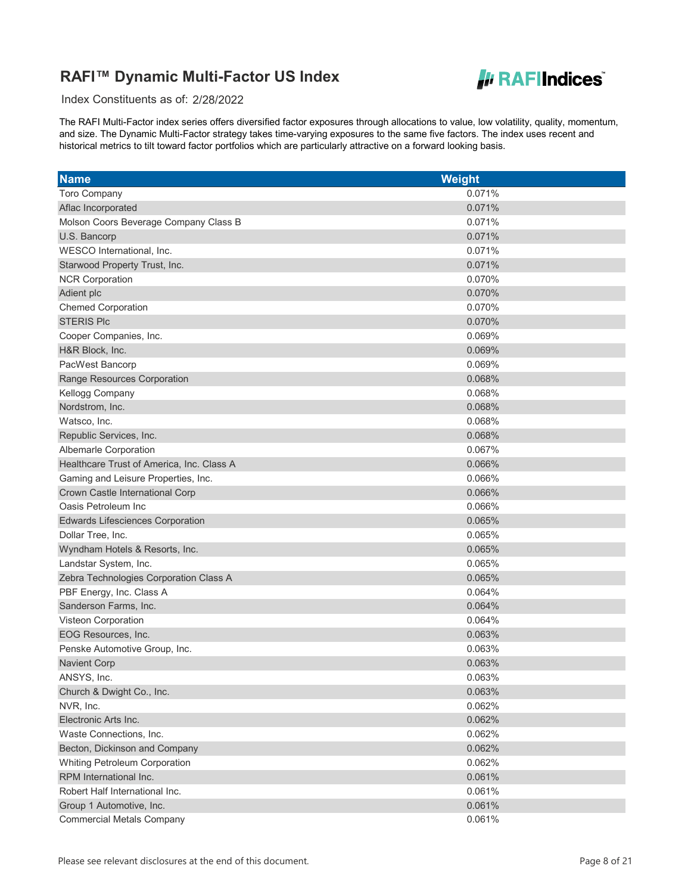# RAFI™ Dynamic Multi-Factor US Index

Index Constituents as of: 2/28/2022

The RAFI Multi-Factor index series offers diversified factor exposures through allocations to value, low volatility, quality, momentum, and size. The Dynamic Multi-Factor strategy takes time-varying exposures to the same five factors. The index uses recent and historical metrics to tilt toward factor portfolios which are particularly attractive on a forward looking basis.

| Name | Weight |
|---|---|
| Toro Company | 0.071% |
| Aflac Incorporated | 0.071% |
| Molson Coors Beverage Company Class B | 0.071% |
| U.S. Bancorp | 0.071% |
| WESCO International, Inc. | 0.071% |
| Starwood Property Trust, Inc. | 0.071% |
| NCR Corporation | 0.070% |
| Adient plc | 0.070% |
| Chemed Corporation | 0.070% |
| STERIS Plc | 0.070% |
| Cooper Companies, Inc. | 0.069% |
| H&R Block, Inc. | 0.069% |
| PacWest Bancorp | 0.069% |
| Range Resources Corporation | 0.068% |
| Kellogg Company | 0.068% |
| Nordstrom, Inc. | 0.068% |
| Watsco, Inc. | 0.068% |
| Republic Services, Inc. | 0.068% |
| Albemarle Corporation | 0.067% |
| Healthcare Trust of America, Inc. Class A | 0.066% |
| Gaming and Leisure Properties, Inc. | 0.066% |
| Crown Castle International Corp | 0.066% |
| Oasis Petroleum Inc | 0.066% |
| Edwards Lifesciences Corporation | 0.065% |
| Dollar Tree, Inc. | 0.065% |
| Wyndham Hotels & Resorts, Inc. | 0.065% |
| Landstar System, Inc. | 0.065% |
| Zebra Technologies Corporation Class A | 0.065% |
| PBF Energy, Inc. Class A | 0.064% |
| Sanderson Farms, Inc. | 0.064% |
| Visteon Corporation | 0.064% |
| EOG Resources, Inc. | 0.063% |
| Penske Automotive Group, Inc. | 0.063% |
| Navient Corp | 0.063% |
| ANSYS, Inc. | 0.063% |
| Church & Dwight Co., Inc. | 0.063% |
| NVR, Inc. | 0.062% |
| Electronic Arts Inc. | 0.062% |
| Waste Connections, Inc. | 0.062% |
| Becton, Dickinson and Company | 0.062% |
| Whiting Petroleum Corporation | 0.062% |
| RPM International Inc. | 0.061% |
| Robert Half International Inc. | 0.061% |
| Group 1 Automotive, Inc. | 0.061% |
| Commercial Metals Company | 0.061% |

Please see relevant disclosures at the end of this document.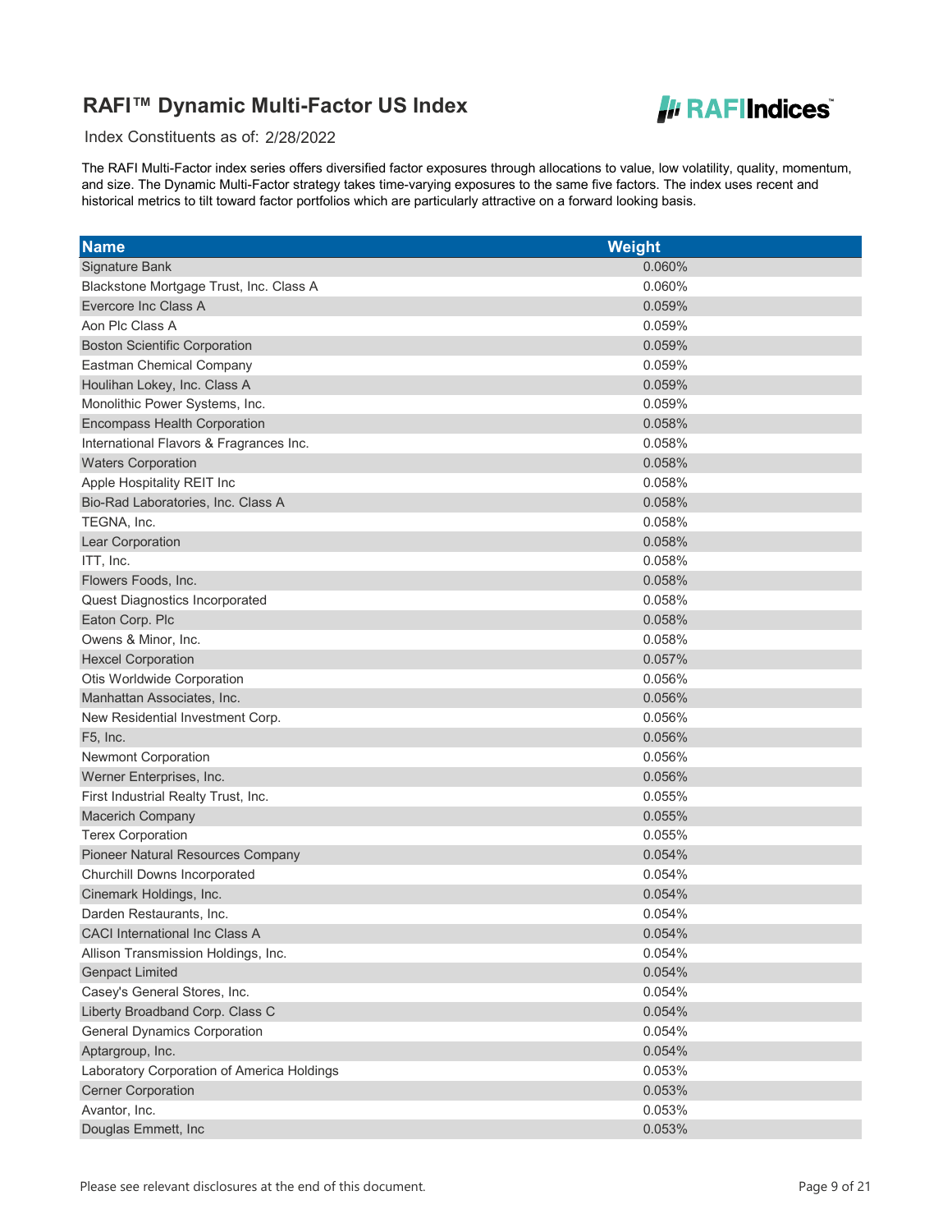# RAFI™ Dynamic Multi-Factor US Index

Index Constituents as of: 2/28/2022

The RAFI Multi-Factor index series offers diversified factor exposures through allocations to value, low volatility, quality, momentum, and size. The Dynamic Multi-Factor strategy takes time-varying exposures to the same five factors. The index uses recent and historical metrics to tilt toward factor portfolios which are particularly attractive on a forward looking basis.

| Name | Weight |
| --- | --- |
| Signature Bank | 0.060% |
| Blackstone Mortgage Trust, Inc. Class A | 0.060% |
| Evercore Inc Class A | 0.059% |
| Aon Plc Class A | 0.059% |
| Boston Scientific Corporation | 0.059% |
| Eastman Chemical Company | 0.059% |
| Houlihan Lokey, Inc. Class A | 0.059% |
| Monolithic Power Systems, Inc. | 0.059% |
| Encompass Health Corporation | 0.058% |
| International Flavors & Fragrances Inc. | 0.058% |
| Waters Corporation | 0.058% |
| Apple Hospitality REIT Inc | 0.058% |
| Bio-Rad Laboratories, Inc. Class A | 0.058% |
| TEGNA, Inc. | 0.058% |
| Lear Corporation | 0.058% |
| ITT, Inc. | 0.058% |
| Flowers Foods, Inc. | 0.058% |
| Quest Diagnostics Incorporated | 0.058% |
| Eaton Corp. Plc | 0.058% |
| Owens & Minor, Inc. | 0.058% |
| Hexcel Corporation | 0.057% |
| Otis Worldwide Corporation | 0.056% |
| Manhattan Associates, Inc. | 0.056% |
| New Residential Investment Corp. | 0.056% |
| F5, Inc. | 0.056% |
| Newmont Corporation | 0.056% |
| Werner Enterprises, Inc. | 0.056% |
| First Industrial Realty Trust, Inc. | 0.055% |
| Macerich Company | 0.055% |
| Terex Corporation | 0.055% |
| Pioneer Natural Resources Company | 0.054% |
| Churchill Downs Incorporated | 0.054% |
| Cinemark Holdings, Inc. | 0.054% |
| Darden Restaurants, Inc. | 0.054% |
| CACI International Inc Class A | 0.054% |
| Allison Transmission Holdings, Inc. | 0.054% |
| Genpact Limited | 0.054% |
| Casey's General Stores, Inc. | 0.054% |
| Liberty Broadband Corp. Class C | 0.054% |
| General Dynamics Corporation | 0.054% |
| Aptargroup, Inc. | 0.054% |
| Laboratory Corporation of America Holdings | 0.053% |
| Cerner Corporation | 0.053% |
| Avantor, Inc. | 0.053% |
| Douglas Emmett, Inc | 0.053% |

Please see relevant disclosures at the end of this document.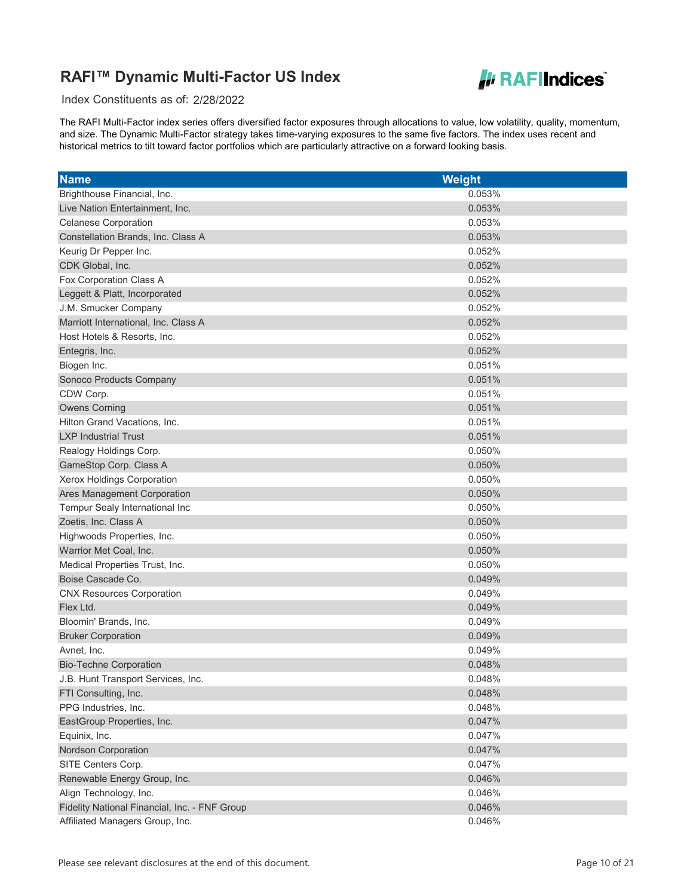# RAFI™ Dynamic Multi-Factor US Index

Index Constituents as of: 2/28/2022

The RAFI Multi-Factor index series offers diversified factor exposures through allocations to value, low volatility, quality, momentum, and size. The Dynamic Multi-Factor strategy takes time-varying exposures to the same five factors. The index uses recent and historical metrics to tilt toward factor portfolios which are particularly attractive on a forward looking basis.

| Name | Weight |
|---|---|
| Brighthouse Financial, Inc. | 0.053% |
| Live Nation Entertainment, Inc. | 0.053% |
| Celanese Corporation | 0.053% |
| Constellation Brands, Inc. Class A | 0.053% |
| Keurig Dr Pepper Inc. | 0.052% |
| CDK Global, Inc. | 0.052% |
| Fox Corporation Class A | 0.052% |
| Leggett & Platt, Incorporated | 0.052% |
| J.M. Smucker Company | 0.052% |
| Marriott International, Inc. Class A | 0.052% |
| Host Hotels & Resorts, Inc. | 0.052% |
| Entegris, Inc. | 0.052% |
| Biogen Inc. | 0.051% |
| Sonoco Products Company | 0.051% |
| CDW Corp. | 0.051% |
| Owens Corning | 0.051% |
| Hilton Grand Vacations, Inc. | 0.051% |
| LXP Industrial Trust | 0.051% |
| Realogy Holdings Corp. | 0.050% |
| GameStop Corp. Class A | 0.050% |
| Xerox Holdings Corporation | 0.050% |
| Ares Management Corporation | 0.050% |
| Tempur Sealy International Inc | 0.050% |
| Zoetis, Inc. Class A | 0.050% |
| Highwoods Properties, Inc. | 0.050% |
| Warrior Met Coal, Inc. | 0.050% |
| Medical Properties Trust, Inc. | 0.050% |
| Boise Cascade Co. | 0.049% |
| CNX Resources Corporation | 0.049% |
| Flex Ltd. | 0.049% |
| Bloomin' Brands, Inc. | 0.049% |
| Bruker Corporation | 0.049% |
| Avnet, Inc. | 0.049% |
| Bio-Techne Corporation | 0.048% |
| J.B. Hunt Transport Services, Inc. | 0.048% |
| FTI Consulting, Inc. | 0.048% |
| PPG Industries, Inc. | 0.048% |
| EastGroup Properties, Inc. | 0.047% |
| Equinix, Inc. | 0.047% |
| Nordson Corporation | 0.047% |
| SITE Centers Corp. | 0.047% |
| Renewable Energy Group, Inc. | 0.046% |
| Align Technology, Inc. | 0.046% |
| Fidelity National Financial, Inc. - FNF Group | 0.046% |
| Affiliated Managers Group, Inc. | 0.046% |

Please see relevant disclosures at the end of this document.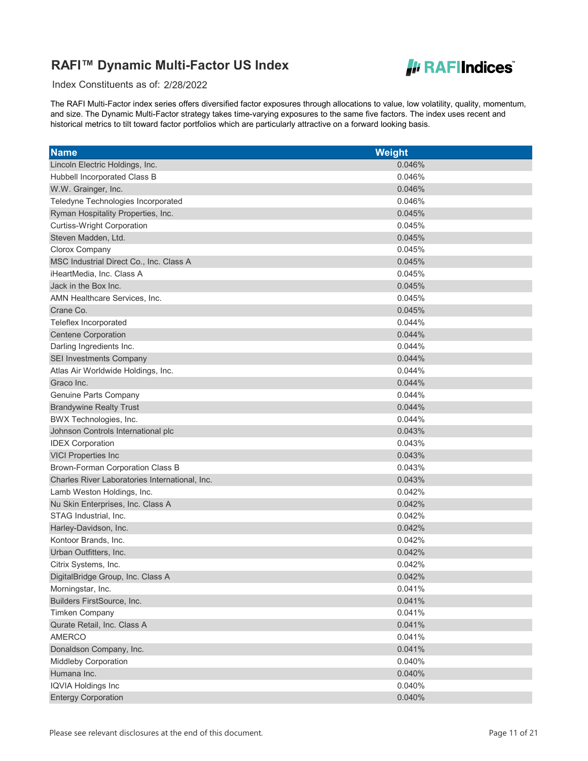# RAFI™ Dynamic Multi-Factor US Index

Index Constituents as of: 2/28/2022

The RAFI Multi-Factor index series offers diversified factor exposures through allocations to value, low volatility, quality, momentum, and size. The Dynamic Multi-Factor strategy takes time-varying exposures to the same five factors. The index uses recent and historical metrics to tilt toward factor portfolios which are particularly attractive on a forward looking basis.

| Name | Weight |
|---|---|
| Lincoln Electric Holdings, Inc. | 0.046% |
| Hubbell Incorporated Class B | 0.046% |
| W.W. Grainger, Inc. | 0.046% |
| Teledyne Technologies Incorporated | 0.046% |
| Ryman Hospitality Properties, Inc. | 0.045% |
| Curtiss-Wright Corporation | 0.045% |
| Steven Madden, Ltd. | 0.045% |
| Clorox Company | 0.045% |
| MSC Industrial Direct Co., Inc. Class A | 0.045% |
| iHeartMedia, Inc. Class A | 0.045% |
| Jack in the Box Inc. | 0.045% |
| AMN Healthcare Services, Inc. | 0.045% |
| Crane Co. | 0.045% |
| Teleflex Incorporated | 0.044% |
| Centene Corporation | 0.044% |
| Darling Ingredients Inc. | 0.044% |
| SEI Investments Company | 0.044% |
| Atlas Air Worldwide Holdings, Inc. | 0.044% |
| Graco Inc. | 0.044% |
| Genuine Parts Company | 0.044% |
| Brandywine Realty Trust | 0.044% |
| BWX Technologies, Inc. | 0.044% |
| Johnson Controls International plc | 0.043% |
| IDEX Corporation | 0.043% |
| VICI Properties Inc | 0.043% |
| Brown-Forman Corporation Class B | 0.043% |
| Charles River Laboratories International, Inc. | 0.043% |
| Lamb Weston Holdings, Inc. | 0.042% |
| Nu Skin Enterprises, Inc. Class A | 0.042% |
| STAG Industrial, Inc. | 0.042% |
| Harley-Davidson, Inc. | 0.042% |
| Kontoor Brands, Inc. | 0.042% |
| Urban Outfitters, Inc. | 0.042% |
| Citrix Systems, Inc. | 0.042% |
| DigitalBridge Group, Inc. Class A | 0.042% |
| Morningstar, Inc. | 0.041% |
| Builders FirstSource, Inc. | 0.041% |
| Timken Company | 0.041% |
| Qurate Retail, Inc. Class A | 0.041% |
| AMERCO | 0.041% |
| Donaldson Company, Inc. | 0.041% |
| Middleby Corporation | 0.040% |
| Humana Inc. | 0.040% |
| IQVIA Holdings Inc | 0.040% |
| Entergy Corporation | 0.040% |

Please see relevant disclosures at the end of this document.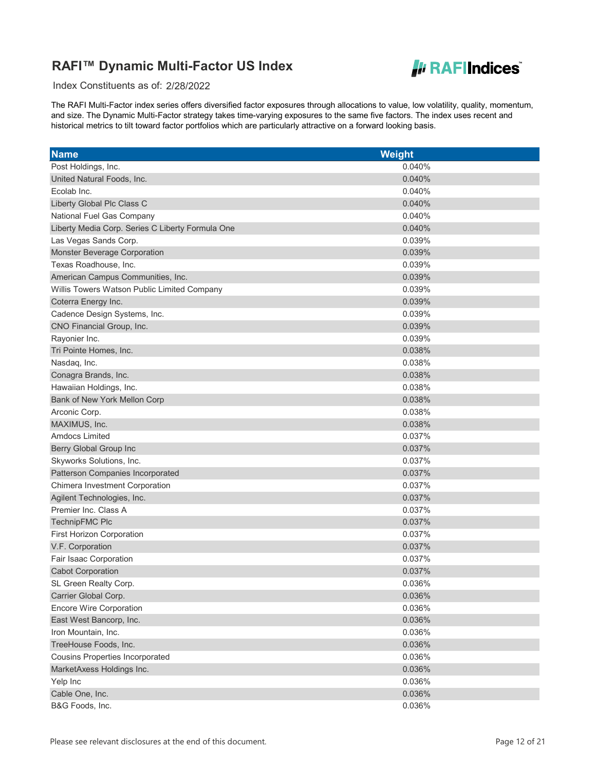# RAFI™ Dynamic Multi-Factor US Index

Index Constituents as of: 2/28/2022

The RAFI Multi-Factor index series offers diversified factor exposures through allocations to value, low volatility, quality, momentum, and size. The Dynamic Multi-Factor strategy takes time-varying exposures to the same five factors. The index uses recent and historical metrics to tilt toward factor portfolios which are particularly attractive on a forward looking basis.

| Name | Weight |
|---|---|
| Post Holdings, Inc. | 0.040% |
| United Natural Foods, Inc. | 0.040% |
| Ecolab Inc. | 0.040% |
| Liberty Global Plc Class C | 0.040% |
| National Fuel Gas Company | 0.040% |
| Liberty Media Corp. Series C Liberty Formula One | 0.040% |
| Las Vegas Sands Corp. | 0.039% |
| Monster Beverage Corporation | 0.039% |
| Texas Roadhouse, Inc. | 0.039% |
| American Campus Communities, Inc. | 0.039% |
| Willis Towers Watson Public Limited Company | 0.039% |
| Coterra Energy Inc. | 0.039% |
| Cadence Design Systems, Inc. | 0.039% |
| CNO Financial Group, Inc. | 0.039% |
| Rayonier Inc. | 0.039% |
| Tri Pointe Homes, Inc. | 0.038% |
| Nasdaq, Inc. | 0.038% |
| Conagra Brands, Inc. | 0.038% |
| Hawaiian Holdings, Inc. | 0.038% |
| Bank of New York Mellon Corp | 0.038% |
| Arconic Corp. | 0.038% |
| MAXIMUS, Inc. | 0.038% |
| Amdocs Limited | 0.037% |
| Berry Global Group Inc | 0.037% |
| Skyworks Solutions, Inc. | 0.037% |
| Patterson Companies Incorporated | 0.037% |
| Chimera Investment Corporation | 0.037% |
| Agilent Technologies, Inc. | 0.037% |
| Premier Inc. Class A | 0.037% |
| TechnipFMC Plc | 0.037% |
| First Horizon Corporation | 0.037% |
| V.F. Corporation | 0.037% |
| Fair Isaac Corporation | 0.037% |
| Cabot Corporation | 0.037% |
| SL Green Realty Corp. | 0.036% |
| Carrier Global Corp. | 0.036% |
| Encore Wire Corporation | 0.036% |
| East West Bancorp, Inc. | 0.036% |
| Iron Mountain, Inc. | 0.036% |
| TreeHouse Foods, Inc. | 0.036% |
| Cousins Properties Incorporated | 0.036% |
| MarketAxess Holdings Inc. | 0.036% |
| Yelp Inc | 0.036% |
| Cable One, Inc. | 0.036% |
| B&G Foods, Inc. | 0.036% |

Please see relevant disclosures at the end of this document.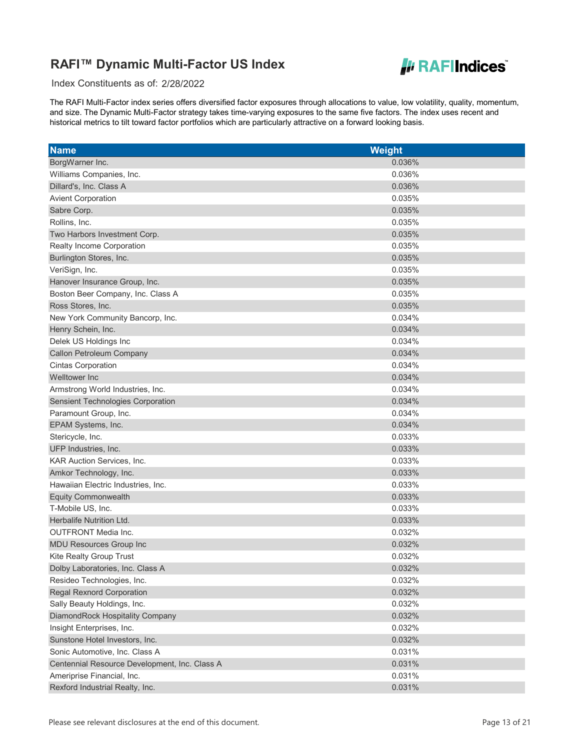# RAFI™ Dynamic Multi-Factor US Index

Index Constituents as of: 2/28/2022

The RAFI Multi-Factor index series offers diversified factor exposures through allocations to value, low volatility, quality, momentum, and size. The Dynamic Multi-Factor strategy takes time-varying exposures to the same five factors. The index uses recent and historical metrics to tilt toward factor portfolios which are particularly attractive on a forward looking basis.

| Name | Weight |
|---|---|
| BorgWarner Inc. | 0.036% |
| Williams Companies, Inc. | 0.036% |
| Dillard's, Inc. Class A | 0.036% |
| Avient Corporation | 0.035% |
| Sabre Corp. | 0.035% |
| Rollins, Inc. | 0.035% |
| Two Harbors Investment Corp. | 0.035% |
| Realty Income Corporation | 0.035% |
| Burlington Stores, Inc. | 0.035% |
| VeriSign, Inc. | 0.035% |
| Hanover Insurance Group, Inc. | 0.035% |
| Boston Beer Company, Inc. Class A | 0.035% |
| Ross Stores, Inc. | 0.035% |
| New York Community Bancorp, Inc. | 0.034% |
| Henry Schein, Inc. | 0.034% |
| Delek US Holdings Inc | 0.034% |
| Callon Petroleum Company | 0.034% |
| Cintas Corporation | 0.034% |
| Welltower Inc | 0.034% |
| Armstrong World Industries, Inc. | 0.034% |
| Sensient Technologies Corporation | 0.034% |
| Paramount Group, Inc. | 0.034% |
| EPAM Systems, Inc. | 0.034% |
| Stericycle, Inc. | 0.033% |
| UFP Industries, Inc. | 0.033% |
| KAR Auction Services, Inc. | 0.033% |
| Amkor Technology, Inc. | 0.033% |
| Hawaiian Electric Industries, Inc. | 0.033% |
| Equity Commonwealth | 0.033% |
| T-Mobile US, Inc. | 0.033% |
| Herbalife Nutrition Ltd. | 0.033% |
| OUTFRONT Media Inc. | 0.032% |
| MDU Resources Group Inc | 0.032% |
| Kite Realty Group Trust | 0.032% |
| Dolby Laboratories, Inc. Class A | 0.032% |
| Resideo Technologies, Inc. | 0.032% |
| Regal Rexnord Corporation | 0.032% |
| Sally Beauty Holdings, Inc. | 0.032% |
| DiamondRock Hospitality Company | 0.032% |
| Insight Enterprises, Inc. | 0.032% |
| Sunstone Hotel Investors, Inc. | 0.032% |
| Sonic Automotive, Inc. Class A | 0.031% |
| Centennial Resource Development, Inc. Class A | 0.031% |
| Ameriprise Financial, Inc. | 0.031% |
| Rexford Industrial Realty, Inc. | 0.031% |

Please see relevant disclosures at the end of this document.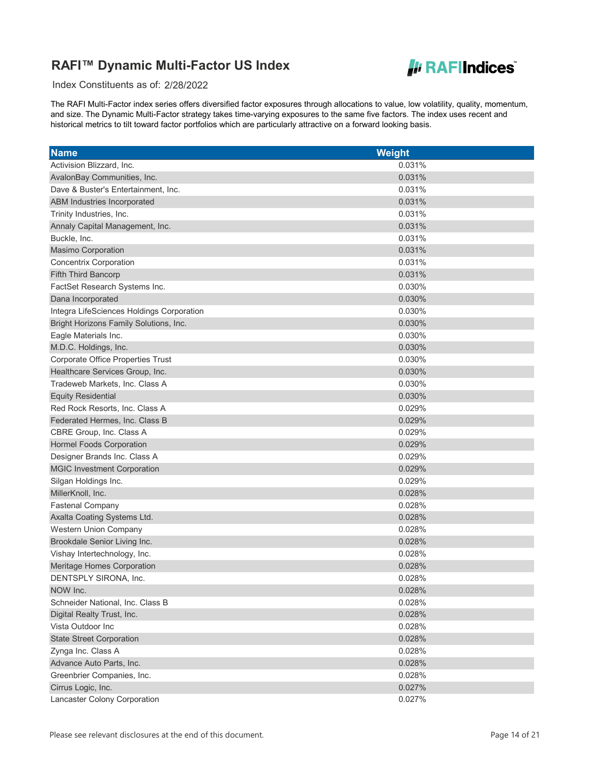# RAFI™ Dynamic Multi-Factor US Index

Index Constituents as of: 2/28/2022

The RAFI Multi-Factor index series offers diversified factor exposures through allocations to value, low volatility, quality, momentum, and size. The Dynamic Multi-Factor strategy takes time-varying exposures to the same five factors. The index uses recent and historical metrics to tilt toward factor portfolios which are particularly attractive on a forward looking basis.

| Name | Weight |
|---|---|
| Activision Blizzard, Inc. | 0.031% |
| AvalonBay Communities, Inc. | 0.031% |
| Dave & Buster's Entertainment, Inc. | 0.031% |
| ABM Industries Incorporated | 0.031% |
| Trinity Industries, Inc. | 0.031% |
| Annaly Capital Management, Inc. | 0.031% |
| Buckle, Inc. | 0.031% |
| Masimo Corporation | 0.031% |
| Concentrix Corporation | 0.031% |
| Fifth Third Bancorp | 0.031% |
| FactSet Research Systems Inc. | 0.030% |
| Dana Incorporated | 0.030% |
| Integra LifeSciences Holdings Corporation | 0.030% |
| Bright Horizons Family Solutions, Inc. | 0.030% |
| Eagle Materials Inc. | 0.030% |
| M.D.C. Holdings, Inc. | 0.030% |
| Corporate Office Properties Trust | 0.030% |
| Healthcare Services Group, Inc. | 0.030% |
| Tradeweb Markets, Inc. Class A | 0.030% |
| Equity Residential | 0.030% |
| Red Rock Resorts, Inc. Class A | 0.029% |
| Federated Hermes, Inc. Class B | 0.029% |
| CBRE Group, Inc. Class A | 0.029% |
| Hormel Foods Corporation | 0.029% |
| Designer Brands Inc. Class A | 0.029% |
| MGIC Investment Corporation | 0.029% |
| Silgan Holdings Inc. | 0.029% |
| MillerKnoll, Inc. | 0.028% |
| Fastenal Company | 0.028% |
| Axalta Coating Systems Ltd. | 0.028% |
| Western Union Company | 0.028% |
| Brookdale Senior Living Inc. | 0.028% |
| Vishay Intertechnology, Inc. | 0.028% |
| Meritage Homes Corporation | 0.028% |
| DENTSPLY SIRONA, Inc. | 0.028% |
| NOW Inc. | 0.028% |
| Schneider National, Inc. Class B | 0.028% |
| Digital Realty Trust, Inc. | 0.028% |
| Vista Outdoor Inc | 0.028% |
| State Street Corporation | 0.028% |
| Zynga Inc. Class A | 0.028% |
| Advance Auto Parts, Inc. | 0.028% |
| Greenbrier Companies, Inc. | 0.028% |
| Cirrus Logic, Inc. | 0.027% |
| Lancaster Colony Corporation | 0.027% |

Please see relevant disclosures at the end of this document.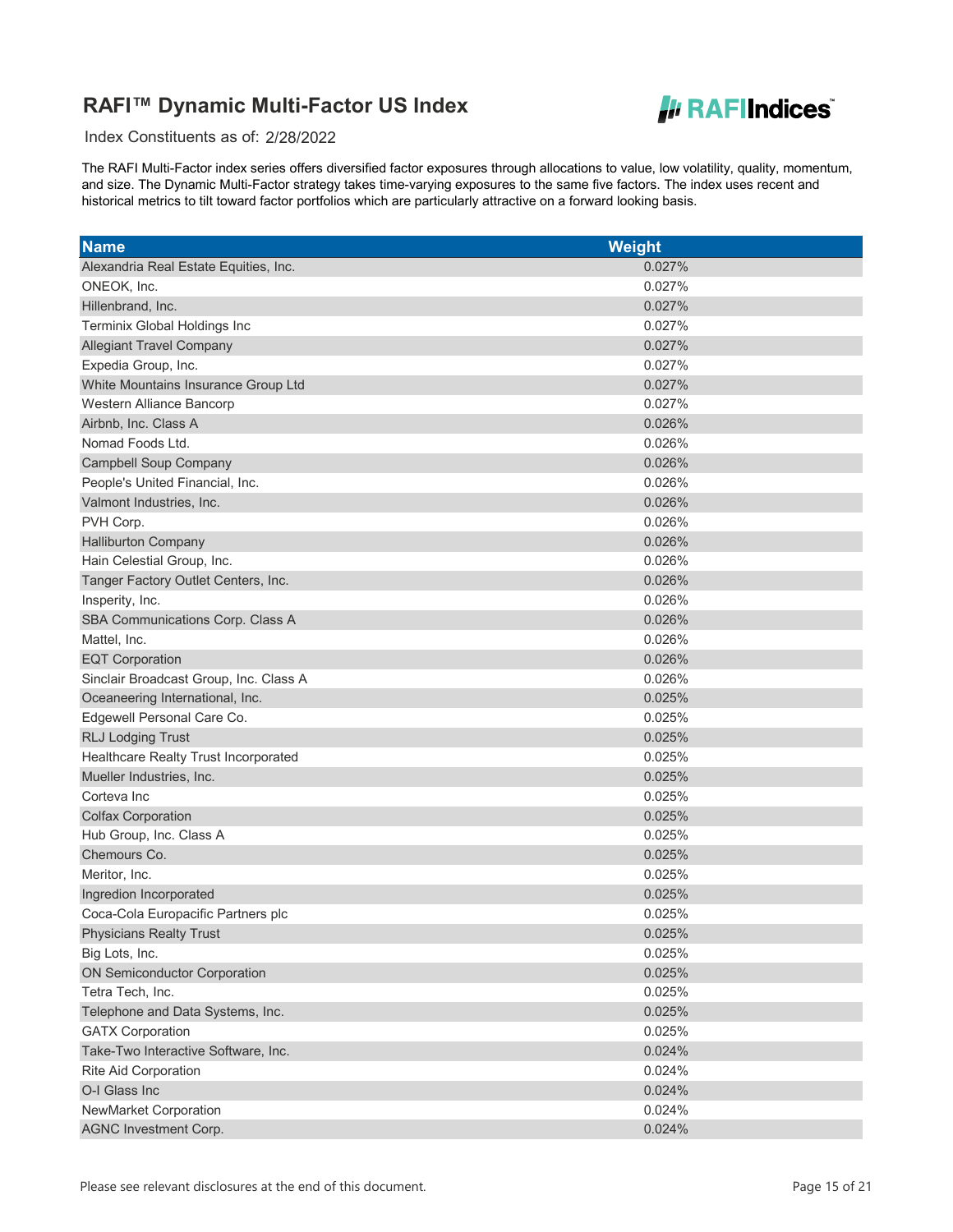# RAFI™ Dynamic Multi-Factor US Index

Index Constituents as of: 2/28/2022

The RAFI Multi-Factor index series offers diversified factor exposures through allocations to value, low volatility, quality, momentum, and size. The Dynamic Multi-Factor strategy takes time-varying exposures to the same five factors. The index uses recent and historical metrics to tilt toward factor portfolios which are particularly attractive on a forward looking basis.

| Name | Weight |
|---|---|
| Alexandria Real Estate Equities, Inc. | 0.027% |
| ONEOK, Inc. | 0.027% |
| Hillenbrand, Inc. | 0.027% |
| Terminix Global Holdings Inc | 0.027% |
| Allegiant Travel Company | 0.027% |
| Expedia Group, Inc. | 0.027% |
| White Mountains Insurance Group Ltd | 0.027% |
| Western Alliance Bancorp | 0.027% |
| Airbnb, Inc. Class A | 0.026% |
| Nomad Foods Ltd. | 0.026% |
| Campbell Soup Company | 0.026% |
| People's United Financial, Inc. | 0.026% |
| Valmont Industries, Inc. | 0.026% |
| PVH Corp. | 0.026% |
| Halliburton Company | 0.026% |
| Hain Celestial Group, Inc. | 0.026% |
| Tanger Factory Outlet Centers, Inc. | 0.026% |
| Insperity, Inc. | 0.026% |
| SBA Communications Corp. Class A | 0.026% |
| Mattel, Inc. | 0.026% |
| EQT Corporation | 0.026% |
| Sinclair Broadcast Group, Inc. Class A | 0.026% |
| Oceaneering International, Inc. | 0.025% |
| Edgewell Personal Care Co. | 0.025% |
| RLJ Lodging Trust | 0.025% |
| Healthcare Realty Trust Incorporated | 0.025% |
| Mueller Industries, Inc. | 0.025% |
| Corteva Inc | 0.025% |
| Colfax Corporation | 0.025% |
| Hub Group, Inc. Class A | 0.025% |
| Chemours Co. | 0.025% |
| Meritor, Inc. | 0.025% |
| Ingredion Incorporated | 0.025% |
| Coca-Cola Europacific Partners plc | 0.025% |
| Physicians Realty Trust | 0.025% |
| Big Lots, Inc. | 0.025% |
| ON Semiconductor Corporation | 0.025% |
| Tetra Tech, Inc. | 0.025% |
| Telephone and Data Systems, Inc. | 0.025% |
| GATX Corporation | 0.025% |
| Take-Two Interactive Software, Inc. | 0.024% |
| Rite Aid Corporation | 0.024% |
| O-I Glass Inc | 0.024% |
| NewMarket Corporation | 0.024% |
| AGNC Investment Corp. | 0.024% |

Please see relevant disclosures at the end of this document.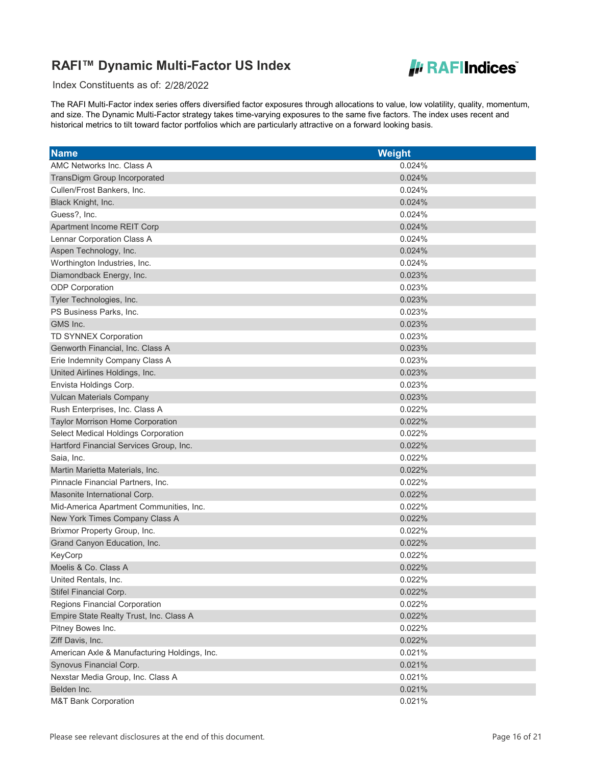# RAFI™ Dynamic Multi-Factor US Index

Index Constituents as of: 2/28/2022

The RAFI Multi-Factor index series offers diversified factor exposures through allocations to value, low volatility, quality, momentum, and size. The Dynamic Multi-Factor strategy takes time-varying exposures to the same five factors. The index uses recent and historical metrics to tilt toward factor portfolios which are particularly attractive on a forward looking basis.

| Name | Weight |
|---|---|
| AMC Networks Inc. Class A | 0.024% |
| TransDigm Group Incorporated | 0.024% |
| Cullen/Frost Bankers, Inc. | 0.024% |
| Black Knight, Inc. | 0.024% |
| Guess?, Inc. | 0.024% |
| Apartment Income REIT Corp | 0.024% |
| Lennar Corporation Class A | 0.024% |
| Aspen Technology, Inc. | 0.024% |
| Worthington Industries, Inc. | 0.024% |
| Diamondback Energy, Inc. | 0.023% |
| ODP Corporation | 0.023% |
| Tyler Technologies, Inc. | 0.023% |
| PS Business Parks, Inc. | 0.023% |
| GMS Inc. | 0.023% |
| TD SYNNEX Corporation | 0.023% |
| Genworth Financial, Inc. Class A | 0.023% |
| Erie Indemnity Company Class A | 0.023% |
| United Airlines Holdings, Inc. | 0.023% |
| Envista Holdings Corp. | 0.023% |
| Vulcan Materials Company | 0.023% |
| Rush Enterprises, Inc. Class A | 0.022% |
| Taylor Morrison Home Corporation | 0.022% |
| Select Medical Holdings Corporation | 0.022% |
| Hartford Financial Services Group, Inc. | 0.022% |
| Saia, Inc. | 0.022% |
| Martin Marietta Materials, Inc. | 0.022% |
| Pinnacle Financial Partners, Inc. | 0.022% |
| Masonite International Corp. | 0.022% |
| Mid-America Apartment Communities, Inc. | 0.022% |
| New York Times Company Class A | 0.022% |
| Brixmor Property Group, Inc. | 0.022% |
| Grand Canyon Education, Inc. | 0.022% |
| KeyCorp | 0.022% |
| Moelis & Co. Class A | 0.022% |
| United Rentals, Inc. | 0.022% |
| Stifel Financial Corp. | 0.022% |
| Regions Financial Corporation | 0.022% |
| Empire State Realty Trust, Inc. Class A | 0.022% |
| Pitney Bowes Inc. | 0.022% |
| Ziff Davis, Inc. | 0.022% |
| American Axle & Manufacturing Holdings, Inc. | 0.021% |
| Synovus Financial Corp. | 0.021% |
| Nexstar Media Group, Inc. Class A | 0.021% |
| Belden Inc. | 0.021% |
| M&T Bank Corporation | 0.021% |

Please see relevant disclosures at the end of this document.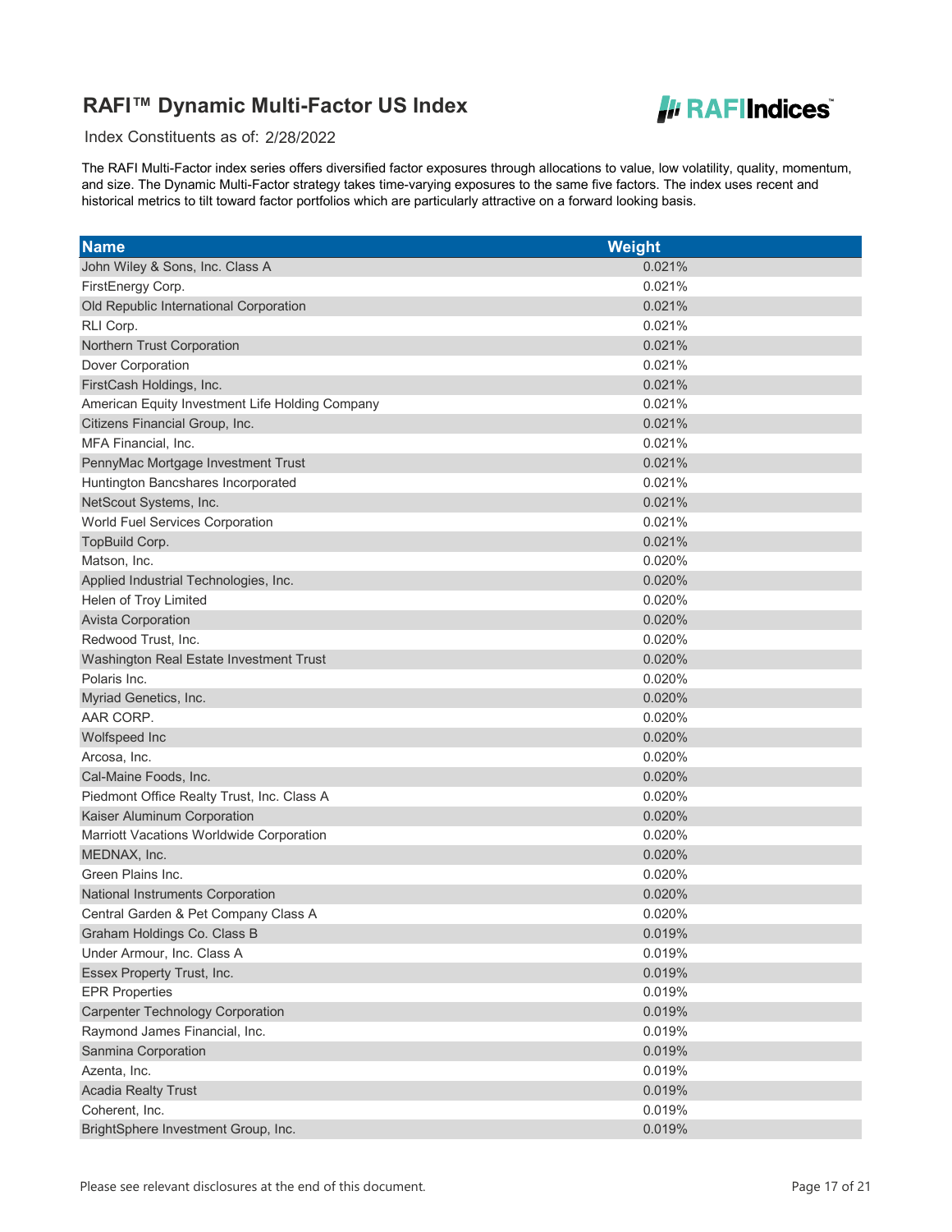# RAFI™ Dynamic Multi-Factor US Index

Index Constituents as of: 2/28/2022

The RAFI Multi-Factor index series offers diversified factor exposures through allocations to value, low volatility, quality, momentum, and size. The Dynamic Multi-Factor strategy takes time-varying exposures to the same five factors. The index uses recent and historical metrics to tilt toward factor portfolios which are particularly attractive on a forward looking basis.

| Name | Weight |
|---|---|
| John Wiley & Sons, Inc. Class A | 0.021% |
| FirstEnergy Corp. | 0.021% |
| Old Republic International Corporation | 0.021% |
| RLI Corp. | 0.021% |
| Northern Trust Corporation | 0.021% |
| Dover Corporation | 0.021% |
| FirstCash Holdings, Inc. | 0.021% |
| American Equity Investment Life Holding Company | 0.021% |
| Citizens Financial Group, Inc. | 0.021% |
| MFA Financial, Inc. | 0.021% |
| PennyMac Mortgage Investment Trust | 0.021% |
| Huntington Bancshares Incorporated | 0.021% |
| NetScout Systems, Inc. | 0.021% |
| World Fuel Services Corporation | 0.021% |
| TopBuild Corp. | 0.021% |
| Matson, Inc. | 0.020% |
| Applied Industrial Technologies, Inc. | 0.020% |
| Helen of Troy Limited | 0.020% |
| Avista Corporation | 0.020% |
| Redwood Trust, Inc. | 0.020% |
| Washington Real Estate Investment Trust | 0.020% |
| Polaris Inc. | 0.020% |
| Myriad Genetics, Inc. | 0.020% |
| AAR CORP. | 0.020% |
| Wolfspeed Inc | 0.020% |
| Arcosa, Inc. | 0.020% |
| Cal-Maine Foods, Inc. | 0.020% |
| Piedmont Office Realty Trust, Inc. Class A | 0.020% |
| Kaiser Aluminum Corporation | 0.020% |
| Marriott Vacations Worldwide Corporation | 0.020% |
| MEDNAX, Inc. | 0.020% |
| Green Plains Inc. | 0.020% |
| National Instruments Corporation | 0.020% |
| Central Garden & Pet Company Class A | 0.020% |
| Graham Holdings Co. Class B | 0.019% |
| Under Armour, Inc. Class A | 0.019% |
| Essex Property Trust, Inc. | 0.019% |
| EPR Properties | 0.019% |
| Carpenter Technology Corporation | 0.019% |
| Raymond James Financial, Inc. | 0.019% |
| Sanmina Corporation | 0.019% |
| Azenta, Inc. | 0.019% |
| Acadia Realty Trust | 0.019% |
| Coherent, Inc. | 0.019% |
| BrightSphere Investment Group, Inc. | 0.019% |

Please see relevant disclosures at the end of this document.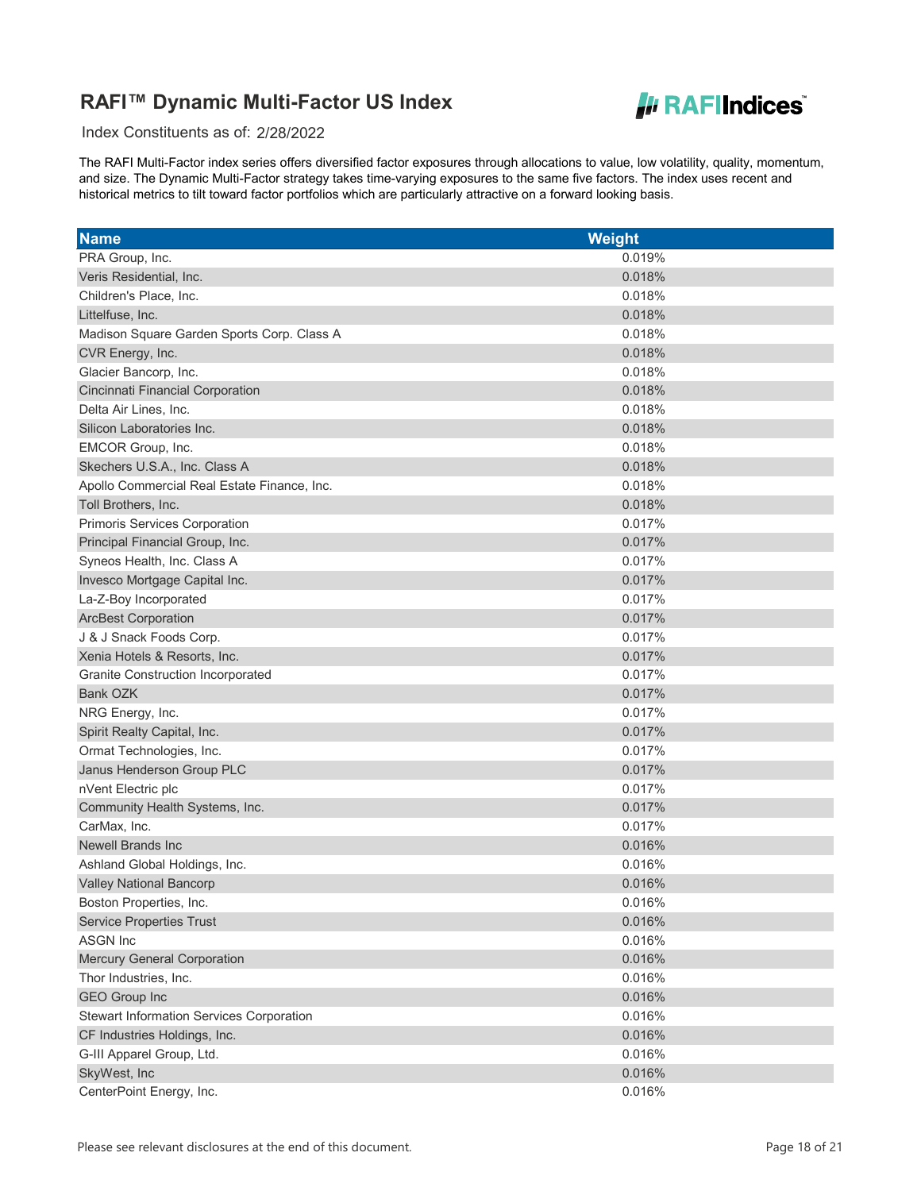# RAFI™ Dynamic Multi-Factor US Index

Index Constituents as of: 2/28/2022

The RAFI Multi-Factor index series offers diversified factor exposures through allocations to value, low volatility, quality, momentum, and size. The Dynamic Multi-Factor strategy takes time-varying exposures to the same five factors. The index uses recent and historical metrics to tilt toward factor portfolios which are particularly attractive on a forward looking basis.

| Name | Weight |
|---|---|
| PRA Group, Inc. | 0.019% |
| Veris Residential, Inc. | 0.018% |
| Children's Place, Inc. | 0.018% |
| Littelfuse, Inc. | 0.018% |
| Madison Square Garden Sports Corp. Class A | 0.018% |
| CVR Energy, Inc. | 0.018% |
| Glacier Bancorp, Inc. | 0.018% |
| Cincinnati Financial Corporation | 0.018% |
| Delta Air Lines, Inc. | 0.018% |
| Silicon Laboratories Inc. | 0.018% |
| EMCOR Group, Inc. | 0.018% |
| Skechers U.S.A., Inc. Class A | 0.018% |
| Apollo Commercial Real Estate Finance, Inc. | 0.018% |
| Toll Brothers, Inc. | 0.018% |
| Primoris Services Corporation | 0.017% |
| Principal Financial Group, Inc. | 0.017% |
| Syneos Health, Inc. Class A | 0.017% |
| Invesco Mortgage Capital Inc. | 0.017% |
| La-Z-Boy Incorporated | 0.017% |
| ArcBest Corporation | 0.017% |
| J & J Snack Foods Corp. | 0.017% |
| Xenia Hotels & Resorts, Inc. | 0.017% |
| Granite Construction Incorporated | 0.017% |
| Bank OZK | 0.017% |
| NRG Energy, Inc. | 0.017% |
| Spirit Realty Capital, Inc. | 0.017% |
| Ormat Technologies, Inc. | 0.017% |
| Janus Henderson Group PLC | 0.017% |
| nVent Electric plc | 0.017% |
| Community Health Systems, Inc. | 0.017% |
| CarMax, Inc. | 0.017% |
| Newell Brands Inc | 0.016% |
| Ashland Global Holdings, Inc. | 0.016% |
| Valley National Bancorp | 0.016% |
| Boston Properties, Inc. | 0.016% |
| Service Properties Trust | 0.016% |
| ASGN Inc | 0.016% |
| Mercury General Corporation | 0.016% |
| Thor Industries, Inc. | 0.016% |
| GEO Group Inc | 0.016% |
| Stewart Information Services Corporation | 0.016% |
| CF Industries Holdings, Inc. | 0.016% |
| G-III Apparel Group, Ltd. | 0.016% |
| SkyWest, Inc | 0.016% |
| CenterPoint Energy, Inc. | 0.016% |

Please see relevant disclosures at the end of this document.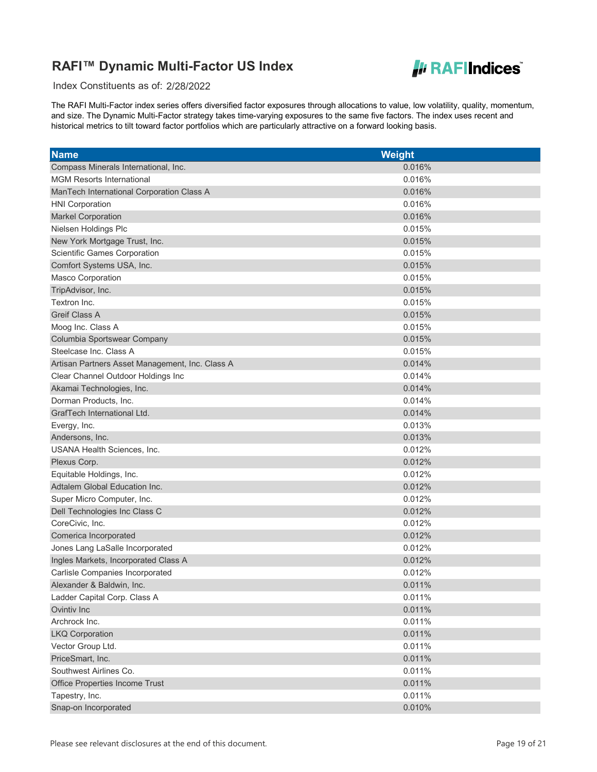# RAFI™ Dynamic Multi-Factor US Index

Index Constituents as of: 2/28/2022

The RAFI Multi-Factor index series offers diversified factor exposures through allocations to value, low volatility, quality, momentum, and size. The Dynamic Multi-Factor strategy takes time-varying exposures to the same five factors. The index uses recent and historical metrics to tilt toward factor portfolios which are particularly attractive on a forward looking basis.

| Name | Weight |
|---|---|
| Compass Minerals International, Inc. | 0.016% |
| MGM Resorts International | 0.016% |
| ManTech International Corporation Class A | 0.016% |
| HNI Corporation | 0.016% |
| Markel Corporation | 0.016% |
| Nielsen Holdings Plc | 0.015% |
| New York Mortgage Trust, Inc. | 0.015% |
| Scientific Games Corporation | 0.015% |
| Comfort Systems USA, Inc. | 0.015% |
| Masco Corporation | 0.015% |
| TripAdvisor, Inc. | 0.015% |
| Textron Inc. | 0.015% |
| Greif Class A | 0.015% |
| Moog Inc. Class A | 0.015% |
| Columbia Sportswear Company | 0.015% |
| Steelcase Inc. Class A | 0.015% |
| Artisan Partners Asset Management, Inc. Class A | 0.014% |
| Clear Channel Outdoor Holdings Inc | 0.014% |
| Akamai Technologies, Inc. | 0.014% |
| Dorman Products, Inc. | 0.014% |
| GrafTech International Ltd. | 0.014% |
| Evergy, Inc. | 0.013% |
| Andersons, Inc. | 0.013% |
| USANA Health Sciences, Inc. | 0.012% |
| Plexus Corp. | 0.012% |
| Equitable Holdings, Inc. | 0.012% |
| Adtalem Global Education Inc. | 0.012% |
| Super Micro Computer, Inc. | 0.012% |
| Dell Technologies Inc Class C | 0.012% |
| CoreCivic, Inc. | 0.012% |
| Comerica Incorporated | 0.012% |
| Jones Lang LaSalle Incorporated | 0.012% |
| Ingles Markets, Incorporated Class A | 0.012% |
| Carlisle Companies Incorporated | 0.012% |
| Alexander & Baldwin, Inc. | 0.011% |
| Ladder Capital Corp. Class A | 0.011% |
| Ovintiv Inc | 0.011% |
| Archrock Inc. | 0.011% |
| LKQ Corporation | 0.011% |
| Vector Group Ltd. | 0.011% |
| PriceSmart, Inc. | 0.011% |
| Southwest Airlines Co. | 0.011% |
| Office Properties Income Trust | 0.011% |
| Tapestry, Inc. | 0.011% |
| Snap-on Incorporated | 0.010% |

Please see relevant disclosures at the end of this document.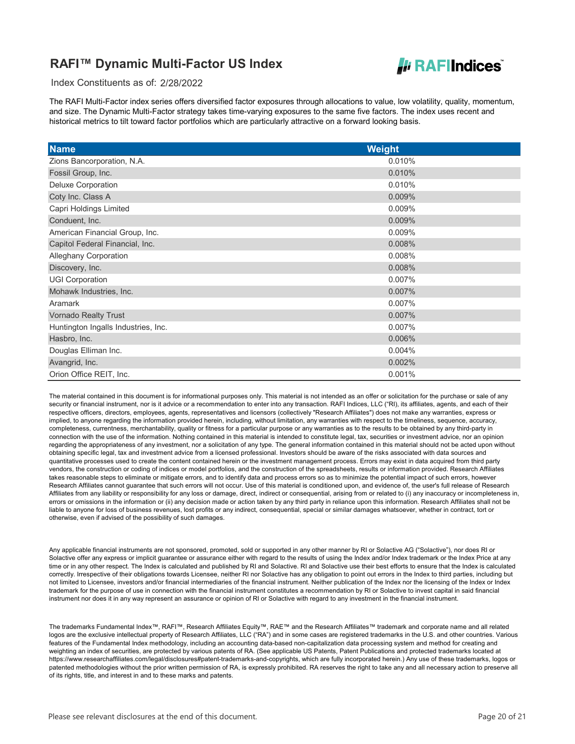# RAFI™ Dynamic Multi-Factor US Index

Index Constituents as of: 2/28/2022

The RAFI Multi-Factor index series offers diversified factor exposures through allocations to value, low volatility, quality, momentum, and size. The Dynamic Multi-Factor strategy takes time-varying exposures to the same five factors. The index uses recent and historical metrics to tilt toward factor portfolios which are particularly attractive on a forward looking basis.

| Name | Weight |
|---|---|
| Zions Bancorporation, N.A. | 0.010% |
| Fossil Group, Inc. | 0.010% |
| Deluxe Corporation | 0.010% |
| Coty Inc. Class A | 0.009% |
| Capri Holdings Limited | 0.009% |
| Conduent, Inc. | 0.009% |
| American Financial Group, Inc. | 0.009% |
| Capitol Federal Financial, Inc. | 0.008% |
| Alleghany Corporation | 0.008% |
| Discovery, Inc. | 0.008% |
| UGI Corporation | 0.007% |
| Mohawk Industries, Inc. | 0.007% |
| Aramark | 0.007% |
| Vornado Realty Trust | 0.007% |
| Huntington Ingalls Industries, Inc. | 0.007% |
| Hasbro, Inc. | 0.006% |
| Douglas Elliman Inc. | 0.004% |
| Avangrid, Inc. | 0.002% |
| Orion Office REIT, Inc. | 0.001% |

The material contained in this document is for informational purposes only. This material is not intended as an offer or solicitation for the purchase or sale of any security or financial instrument, nor is it advice or a recommendation to enter into any transaction. RAFI Indices, LLC ("RI"), its affiliates, agents, and each of their respective officers, directors, employees, agents, representatives and licensors (collectively "Research Affiliates") does not make any warranties, express or implied, to anyone regarding the information provided herein, including, without limitation, any warranties with respect to the timeliness, sequence, accuracy, completeness, currentness, merchantability, quality or fitness for a particular purpose or any warranties as to the results to be obtained by any third-party in connection with the use of the information. Nothing contained in this material is intended to constitute legal, tax, securities or investment advice, nor an opinion regarding the appropriateness of any investment, nor a solicitation of any type. The general information contained in this material should not be acted upon without obtaining specific legal, tax and investment advice from a licensed professional. Investors should be aware of the risks associated with data sources and quantitative processes used to create the content contained herein or the investment management process. Errors may exist in data acquired from third party vendors, the construction or coding of indices or model portfolios, and the construction of the spreadsheets, results or information provided. Research Affiliates takes reasonable steps to eliminate or mitigate errors, and to identify data and process errors so as to minimize the potential impact of such errors, however Research Affiliates cannot guarantee that such errors will not occur. Use of this material is conditioned upon, and evidence of, the user's full release of Research Affiliates from any liability or responsibility for any loss or damage, direct, indirect or consequential, arising from or related to (i) any inaccuracy or incompleteness in, errors or omissions in the information or (ii) any decision made or action taken by any third party in reliance upon this information. Research Affiliates shall not be liable to anyone for loss of business revenues, lost profits or any indirect, consequential, special or similar damages whatsoever, whether in contract, tort or otherwise, even if advised of the possibility of such damages.

Any applicable financial instruments are not sponsored, promoted, sold or supported in any other manner by RI or Solactive AG ("Solactive"), nor does RI or Solactive offer any express or implicit guarantee or assurance either with regard to the results of using the Index and/or Index trademark or the Index Price at any time or in any other respect. The Index is calculated and published by RI and Solactive. RI and Solactive use their best efforts to ensure that the Index is calculated correctly. Irrespective of their obligations towards Licensee, neither RI nor Solactive has any obligation to point out errors in the Index to third parties, including but not limited to Licensee, investors and/or financial intermediaries of the financial instrument. Neither publication of the Index nor the licensing of the Index or Index trademark for the purpose of use in connection with the financial instrument constitutes a recommendation by RI or Solactive to invest capital in said financial instrument nor does it in any way represent an assurance or opinion of RI or Solactive with regard to any investment in the financial instrument.

The trademarks Fundamental Index™, RAFI™, Research Affiliates Equity™, RAE™ and the Research Affiliates™ trademark and corporate name and all related logos are the exclusive intellectual property of Research Affiliates, LLC ("RA") and in some cases are registered trademarks in the U.S. and other countries. Various features of the Fundamental Index methodology, including an accounting data-based non-capitalization data processing system and method for creating and weighting an index of securities, are protected by various patents of RA. (See applicable US Patents, Patent Publications and protected trademarks located at https://www.researchaffiliates.com/legal/disclosures#patent-trademarks-and-copyrights, which are fully incorporated herein.) Any use of these trademarks, logos or patented methodologies without the prior written permission of RA, is expressly prohibited. RA reserves the right to take any and all necessary action to preserve all of its rights, title, and interest in and to these marks and patents.

Please see relevant disclosures at the end of this document.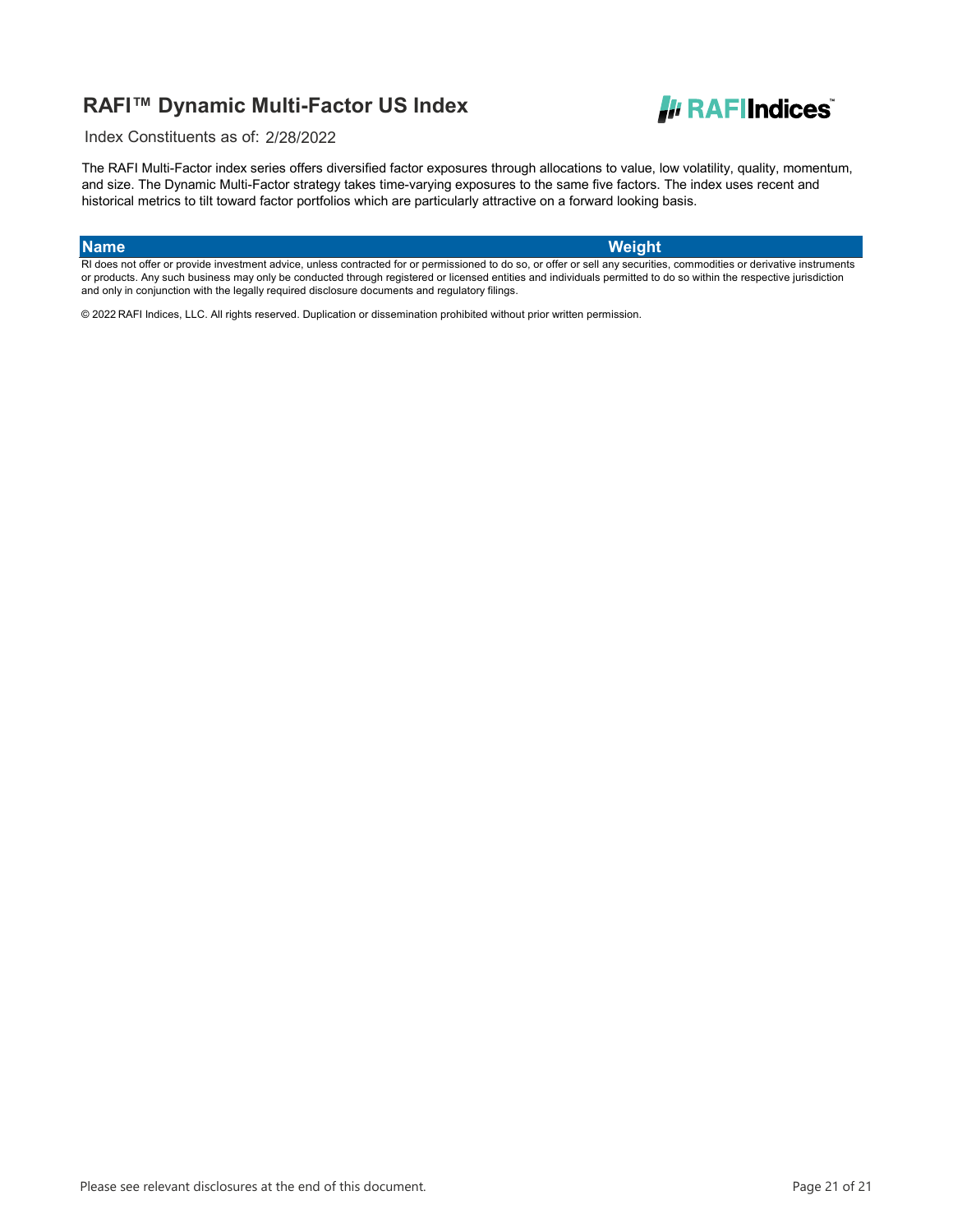# RAFI™ Dynamic Multi-Factor US Index

RAFIIndices™

Index Constituents as of: 2/28/2022

The RAFI Multi-Factor index series offers diversified factor exposures through allocations to value, low volatility, quality, momentum, and size. The Dynamic Multi-Factor strategy takes time-varying exposures to the same five factors. The index uses recent and historical metrics to tilt toward factor portfolios which are particularly attractive on a forward looking basis.

| Name | Weight |
| --- | --- |

RI does not offer or provide investment advice, unless contracted for or permissioned to do so, or offer or sell any securities, commodities or derivative instruments or products. Any such business may only be conducted through registered or licensed entities and individuals permitted to do so within the respective jurisdiction and only in conjunction with the legally required disclosure documents and regulatory filings.

© 2022 RAFI Indices, LLC. All rights reserved. Duplication or dissemination prohibited without prior written permission.

Please see relevant disclosures at the end of this document.